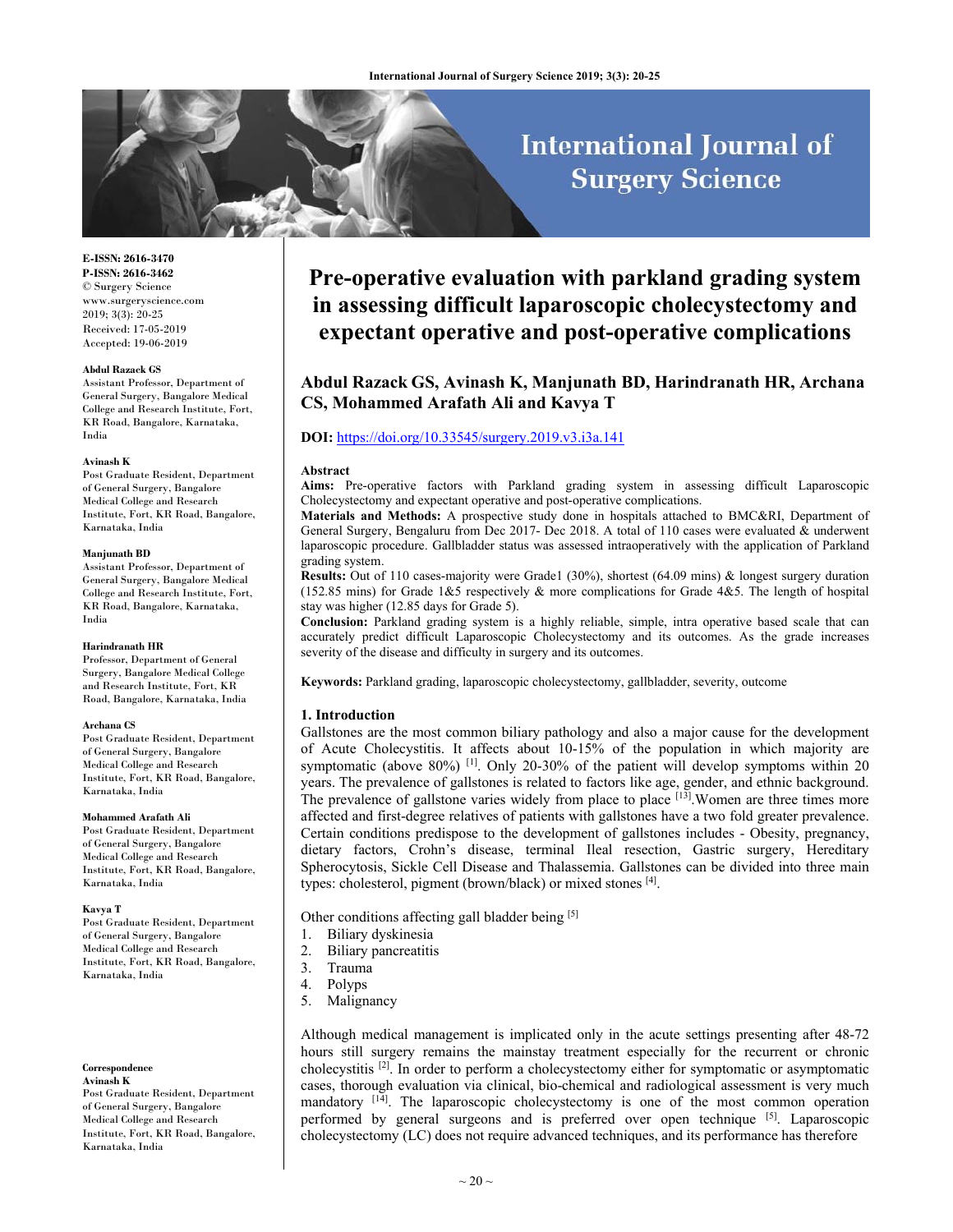E-ISSN: 2616-3470
P-ISSN: 2616-3462
© Surgery Science
www.surgeryscience.com
2019; 3(3): 20-25
Received: 17-05-2019
Accepted: 19-06-2019

**Abdul Razack GS**
Assistant Professor, Department of General Surgery, Bangalore Medical College and Research Institute, Fort, KR Road, Bangalore, Karnataka, India

**Avinash K**
Post Graduate Resident, Department of General Surgery, Bangalore Medical College and Research Institute, Fort, KR Road, Bangalore, Karnataka, India

**Manjunath BD**
Assistant Professor, Department of General Surgery, Bangalore Medical College and Research Institute, Fort, KR Road, Bangalore, Karnataka, India

**Harindranath HR**
Professor, Department of General Surgery, Bangalore Medical College and Research Institute, Fort, KR Road, Bangalore, Karnataka, India

**Archana CS**
Post Graduate Resident, Department of General Surgery, Bangalore Medical College and Research Institute, Fort, KR Road, Bangalore, Karnataka, India

**Mohammed Arafath Ali**
Post Graduate Resident, Department of General Surgery, Bangalore Medical College and Research Institute, Fort, KR Road, Bangalore, Karnataka, India

**Kavya T**
Post Graduate Resident, Department of General Surgery, Bangalore Medical College and Research Institute, Fort, KR Road, Bangalore, Karnataka, India

**Correspondence**
**Avinash K**
Post Graduate Resident, Department of General Surgery, Bangalore Medical College and Research Institute, Fort, KR Road, Bangalore, Karnataka, India

# Pre-operative evaluation with parkland grading system in assessing difficult laparoscopic cholecystectomy and expectant operative and post-operative complications

**Abdul Razack GS, Avinash K, Manjunath BD, Harindranath HR, Archana CS, Mohammed Arafath Ali and Kavya T**

**DOI:** https://doi.org/10.33545/surgery.2019.v3.i3a.141

### Abstract

**Aims:** Pre-operative factors with Parkland grading system in assessing difficult Laparoscopic Cholecystectomy and expectant operative and post-operative complications.

**Materials and Methods:** A prospective study done in hospitals attached to BMC&RI, Department of General Surgery, Bengaluru from Dec 2017- Dec 2018. A total of 110 cases were evaluated & underwent laparoscopic procedure. Gallbladder status was assessed intraoperatively with the application of Parkland grading system.

**Results:** Out of 110 cases-majority were Grade1 (30%), shortest (64.09 mins) & longest surgery duration (152.85 mins) for Grade 1&5 respectively & more complications for Grade 4&5. The length of hospital stay was higher (12.85 days for Grade 5).

**Conclusion:** Parkland grading system is a highly reliable, simple, intra operative based scale that can accurately predict difficult Laparoscopic Cholecystectomy and its outcomes. As the grade increases severity of the disease and difficulty in surgery and its outcomes.

**Keywords:** Parkland grading, laparoscopic cholecystectomy, gallbladder, severity, outcome

## 1. Introduction

Gallstones are the most common biliary pathology and also a major cause for the development of Acute Cholecystitis. It affects about 10-15% of the population in which majority are symptomatic (above 80%) [1]. Only 20-30% of the patient will develop symptoms within 20 years. The prevalence of gallstones is related to factors like age, gender, and ethnic background. The prevalence of gallstone varies widely from place to place [13].Women are three times more affected and first-degree relatives of patients with gallstones have a two fold greater prevalence. Certain conditions predispose to the development of gallstones includes - Obesity, pregnancy, dietary factors, Crohn's disease, terminal Ileal resection, Gastric surgery, Hereditary Spherocytosis, Sickle Cell Disease and Thalassemia. Gallstones can be divided into three main types: cholesterol, pigment (brown/black) or mixed stones [4].

Other conditions affecting gall bladder being [5]

1. Biliary dyskinesia
2. Biliary pancreatitis
3. Trauma
4. Polyps
5. Malignancy

Although medical management is implicated only in the acute settings presenting after 48-72 hours still surgery remains the mainstay treatment especially for the recurrent or chronic cholecystitis [2]. In order to perform a cholecystectomy either for symptomatic or asymptomatic cases, thorough evaluation via clinical, bio-chemical and radiological assessment is very much mandatory [14]. The laparoscopic cholecystectomy is one of the most common operation performed by general surgeons and is preferred over open technique [5]. Laparoscopic cholecystectomy (LC) does not require advanced techniques, and its performance has therefore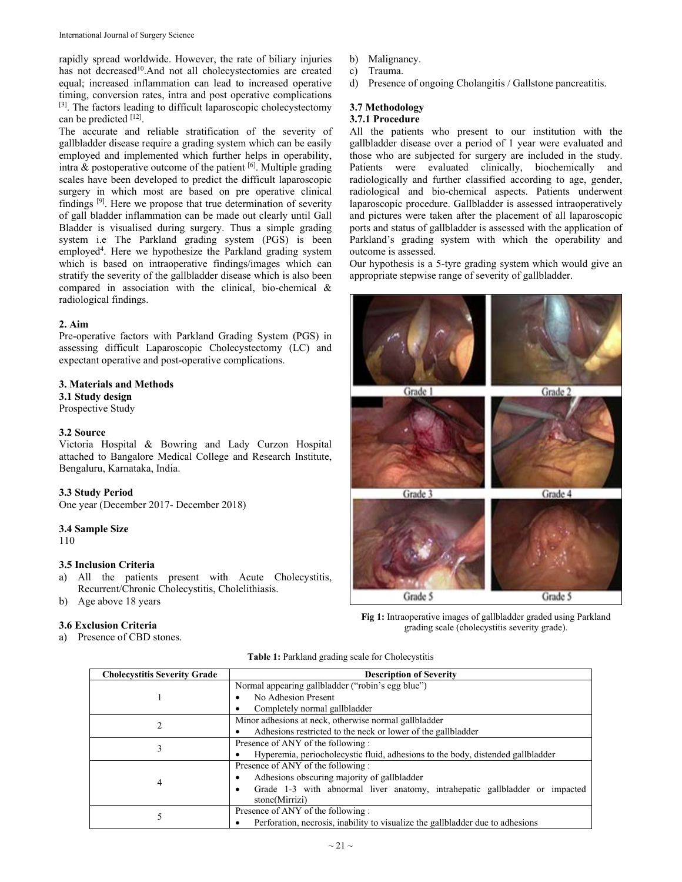rapidly spread worldwide. However, the rate of biliary injuries has not decreased[10].And not all cholecystectomies are created equal; increased inflammation can lead to increased operative timing, conversion rates, intra and post operative complications [3]. The factors leading to difficult laparoscopic cholecystectomy can be predicted [12].

The accurate and reliable stratification of the severity of gallbladder disease require a grading system which can be easily employed and implemented which further helps in operability, intra & postoperative outcome of the patient [6]. Multiple grading scales have been developed to predict the difficult laparoscopic surgery in which most are based on pre operative clinical findings [9]. Here we propose that true determination of severity of gall bladder inflammation can be made out clearly until Gall Bladder is visualised during surgery. Thus a simple grading system i.e The Parkland grading system (PGS) is been employed[4]. Here we hypothesize the Parkland grading system which is based on intraoperative findings/images which can stratify the severity of the gallbladder disease which is also been compared in association with the clinical, bio-chemical & radiological findings.

## 2. Aim

Pre-operative factors with Parkland Grading System (PGS) in assessing difficult Laparoscopic Cholecystectomy (LC) and expectant operative and post-operative complications.

## 3. Materials and Methods

### 3.1 Study design

Prospective Study

### 3.2 Source

Victoria Hospital & Bowring and Lady Curzon Hospital attached to Bangalore Medical College and Research Institute, Bengaluru, Karnataka, India.

### 3.3 Study Period

One year (December 2017- December 2018)

### 3.4 Sample Size

110

### 3.5 Inclusion Criteria

a) All the patients present with Acute Cholecystitis, Recurrent/Chronic Cholecystitis, Cholelithiasis.
b) Age above 18 years

### 3.6 Exclusion Criteria

a) Presence of CBD stones.
b) Malignancy.
c) Trauma.
d) Presence of ongoing Cholangitis / Gallstone pancreatitis.

### 3.7 Methodology

#### 3.7.1 Procedure

All the patients who present to our institution with the gallbladder disease over a period of 1 year were evaluated and those who are subjected for surgery are included in the study. Patients were evaluated clinically, biochemically and radiologically and further classified according to age, gender, radiological and bio-chemical aspects. Patients underwent laparoscopic procedure. Gallbladder is assessed intraoperatively and pictures were taken after the placement of all laparoscopic ports and status of gallbladder is assessed with the application of Parkland's grading system with which the operability and outcome is assessed.

Our hypothesis is a 5-tyre grading system which would give an appropriate stepwise range of severity of gallbladder.

Grade 1 | Grade 2 | Grade 3 | Grade 4 | Grade 5 | Grade 5

**Fig 1:** Intraoperative images of gallbladder graded using Parkland grading scale (cholecystitis severity grade).

**Table 1:** Parkland grading scale for Cholecystitis

| Cholecystitis Severity Grade | Description of Severity |
|---|---|
| 1 | Normal appearing gallbladder ("robin's egg blue")<br>• No Adhesion Present<br>• Completely normal gallbladder |
| 2 | Minor adhesions at neck, otherwise normal gallbladder<br>• Adhesions restricted to the neck or lower of the gallbladder |
| 3 | Presence of ANY of the following :<br>• Hyperemia, periocholecystic fluid, adhesions to the body, distended gallbladder |
| 4 | Presence of ANY of the following :<br>• Adhesions obscuring majority of gallbladder<br>• Grade 1-3 with abnormal liver anatomy, intrahepatic gallbladder or impacted stone(Mirrizi) |
| 5 | Presence of ANY of the following :<br>• Perforation, necrosis, inability to visualize the gallbladder due to adhesions |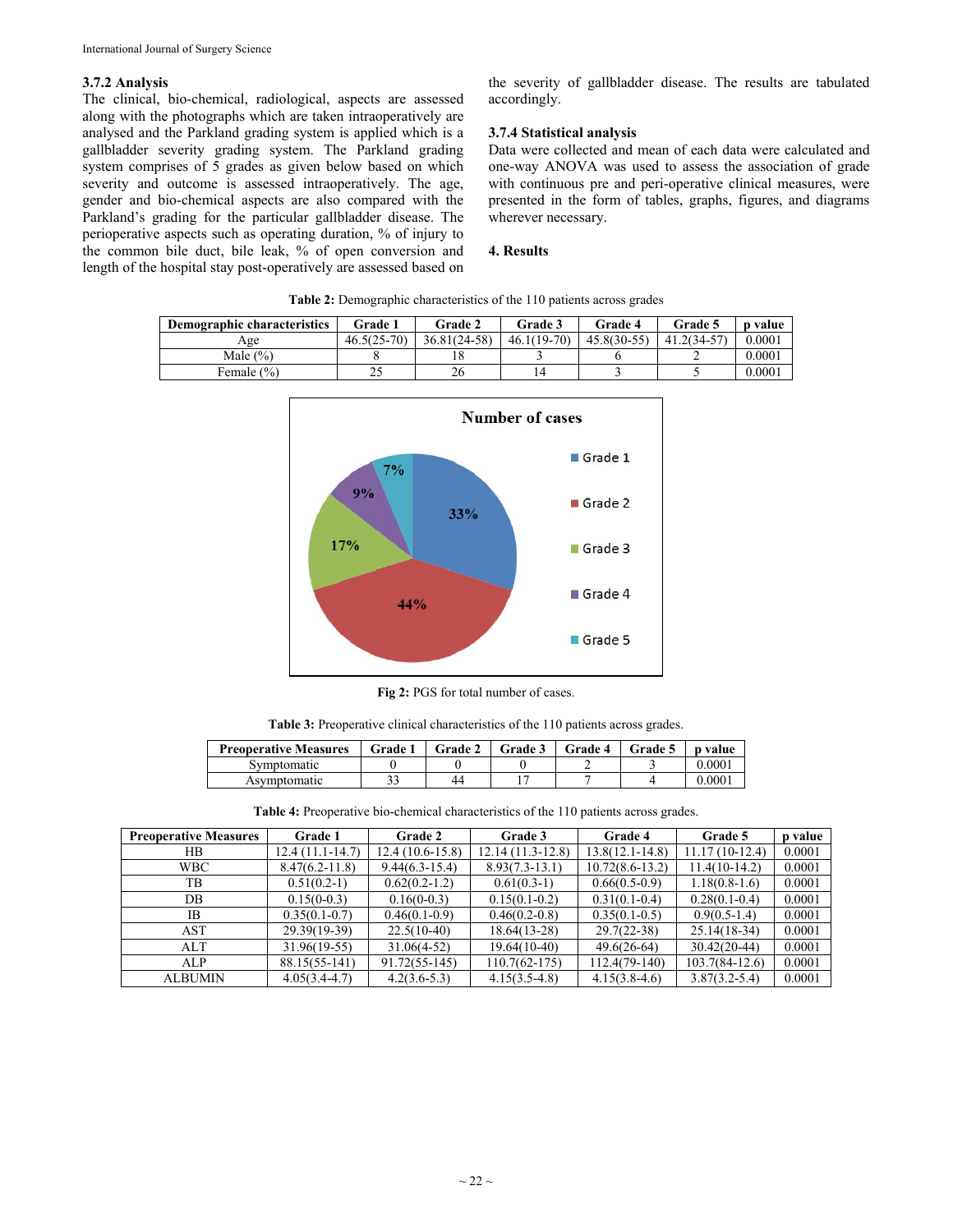### 3.7.2 Analysis

The clinical, bio-chemical, radiological, aspects are assessed along with the photographs which are taken intraoperatively are analysed and the Parkland grading system is applied which is a gallbladder severity grading system. The Parkland grading system comprises of 5 grades as given below based on which severity and outcome is assessed intraoperatively. The age, gender and bio-chemical aspects are also compared with the Parkland's grading for the particular gallbladder disease. The perioperative aspects such as operating duration, % of injury to the common bile duct, bile leak, % of open conversion and length of the hospital stay post-operatively are assessed based on the severity of gallbladder disease. The results are tabulated accordingly.

### 3.7.4 Statistical analysis

Data were collected and mean of each data were calculated and one-way ANOVA was used to assess the association of grade with continuous pre and peri-operative clinical measures, were presented in the form of tables, graphs, figures, and diagrams wherever necessary.

## 4. Results

**Table 2:** Demographic characteristics of the 110 patients across grades

| Demographic characteristics | Grade 1 | Grade 2 | Grade 3 | Grade 4 | Grade 5 | p value |
|---|---|---|---|---|---|---|
| Age | 46.5(25-70) | 36.81(24-58) | 46.1(19-70) | 45.8(30-55) | 41.2(34-57) | 0.0001 |
| Male (%) | 8 | 18 | 3 | 6 | 2 | 0.0001 |
| Female (%) | 25 | 26 | 14 | 3 | 5 | 0.0001 |

Number of cases

| Grade | % |
|---|---|
| Grade 1 | 33% |
| Grade 2 | 44% |
| Grade 3 | 17% |
| Grade 4 | 9% |
| Grade 5 | 7% |

**Fig 2:** PGS for total number of cases.

**Table 3:** Preoperative clinical characteristics of the 110 patients across grades.

| Preoperative Measures | Grade 1 | Grade 2 | Grade 3 | Grade 4 | Grade 5 | p value |
|---|---|---|---|---|---|---|
| Symptomatic | 0 | 0 | 0 | 2 | 3 | 0.0001 |
| Asymptomatic | 33 | 44 | 17 | 7 | 4 | 0.0001 |

**Table 4:** Preoperative bio-chemical characteristics of the 110 patients across grades.

| Preoperative Measures | Grade 1 | Grade 2 | Grade 3 | Grade 4 | Grade 5 | p value |
|---|---|---|---|---|---|---|
| HB | 12.4 (11.1-14.7) | 12.4 (10.6-15.8) | 12.14 (11.3-12.8) | 13.8(12.1-14.8) | 11.17 (10-12.4) | 0.0001 |
| WBC | 8.47(6.2-11.8) | 9.44(6.3-15.4) | 8.93(7.3-13.1) | 10.72(8.6-13.2) | 11.4(10-14.2) | 0.0001 |
| TB | 0.51(0.2-1) | 0.62(0.2-1.2) | 0.61(0.3-1) | 0.66(0.5-0.9) | 1.18(0.8-1.6) | 0.0001 |
| DB | 0.15(0-0.3) | 0.16(0-0.3) | 0.15(0.1-0.2) | 0.31(0.1-0.4) | 0.28(0.1-0.4) | 0.0001 |
| IB | 0.35(0.1-0.7) | 0.46(0.1-0.9) | 0.46(0.2-0.8) | 0.35(0.1-0.5) | 0.9(0.5-1.4) | 0.0001 |
| AST | 29.39(19-39) | 22.5(10-40) | 18.64(13-28) | 29.7(22-38) | 25.14(18-34) | 0.0001 |
| ALT | 31.96(19-55) | 31.06(4-52) | 19.64(10-40) | 49.6(26-64) | 30.42(20-44) | 0.0001 |
| ALP | 88.15(55-141) | 91.72(55-145) | 110.7(62-175) | 112.4(79-140) | 103.7(84-12.6) | 0.0001 |
| ALBUMIN | 4.05(3.4-4.7) | 4.2(3.6-5.3) | 4.15(3.5-4.8) | 4.15(3.8-4.6) | 3.87(3.2-5.4) | 0.0001 |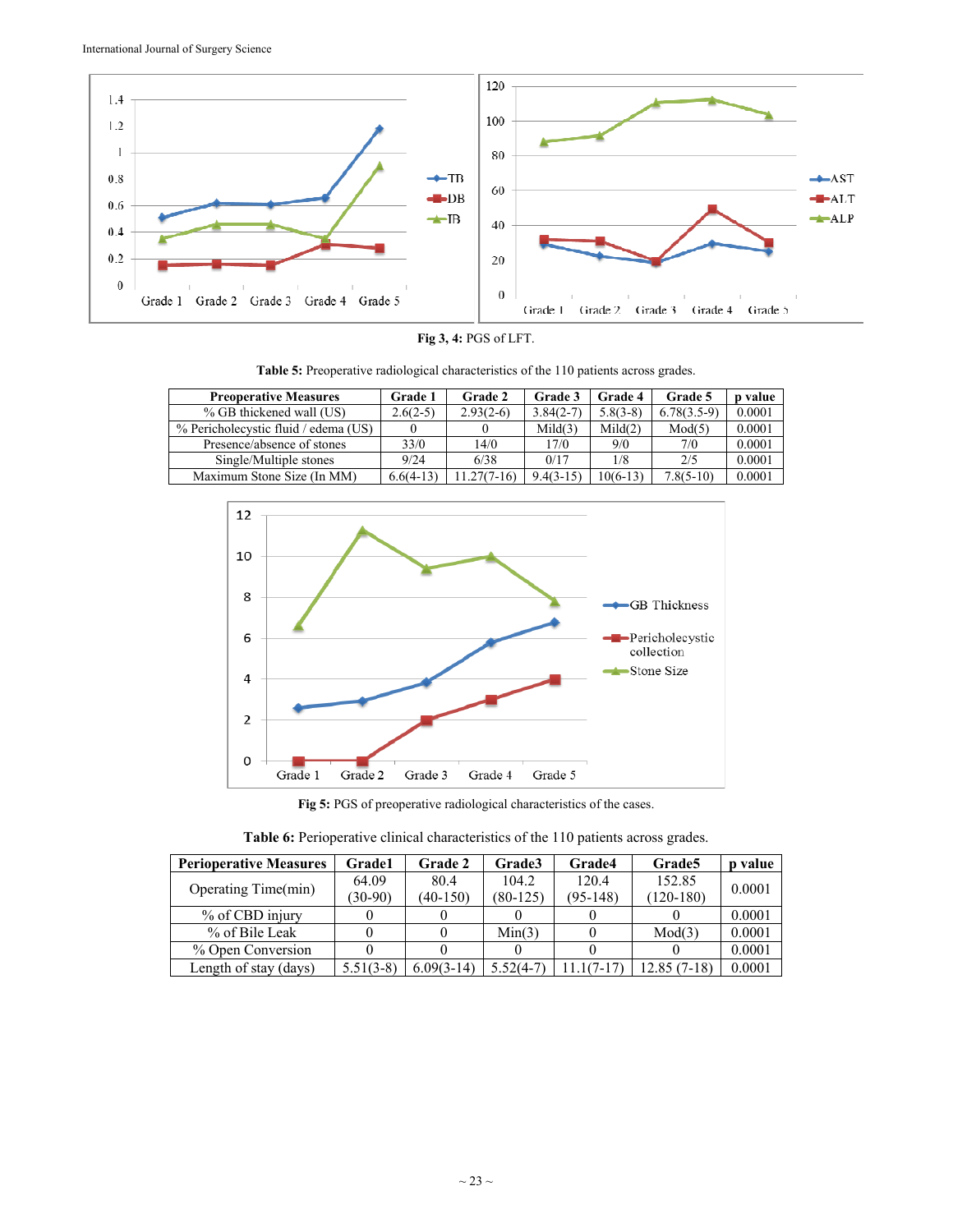Fig 3, 4: PGS of LFT.

Table 5: Preoperative radiological characteristics of the 110 patients across grades.

| Preoperative Measures | Grade 1 | Grade 2 | Grade 3 | Grade 4 | Grade 5 | p value |
|---|---|---|---|---|---|---|
| % GB thickened wall (US) | 2.6(2-5) | 2.93(2-6) | 3.84(2-7) | 5.8(3-8) | 6.78(3.5-9) | 0.0001 |
| % Pericholecystic fluid / edema (US) | 0 | 0 | Mild(3) | Mild(2) | Mod(5) | 0.0001 |
| Presence/absence of stones | 33/0 | 14/0 | 17/0 | 9/0 | 7/0 | 0.0001 |
| Single/Multiple stones | 9/24 | 6/38 | 0/17 | 1/8 | 2/5 | 0.0001 |
| Maximum Stone Size (In MM) | 6.6(4-13) | 11.27(7-16) | 9.4(3-15) | 10(6-13) | 7.8(5-10) | 0.0001 |

Fig 5: PGS of preoperative radiological characteristics of the cases.

Table 6: Perioperative clinical characteristics of the 110 patients across grades.

| Perioperative Measures | Grade1 | Grade 2 | Grade3 | Grade4 | Grade5 | p value |
|---|---|---|---|---|---|---|
| Operating Time(min) | 64.09 (30-90) | 80.4 (40-150) | 104.2 (80-125) | 120.4 (95-148) | 152.85 (120-180) | 0.0001 |
| % of CBD injury | 0 | 0 | 0 | 0 | 0 | 0.0001 |
| % of Bile Leak | 0 | 0 | Min(3) | 0 | Mod(3) | 0.0001 |
| % Open Conversion | 0 | 0 | 0 | 0 | 0 | 0.0001 |
| Length of stay (days) | 5.51(3-8) | 6.09(3-14) | 5.52(4-7) | 11.1(7-17) | 12.85 (7-18) | 0.0001 |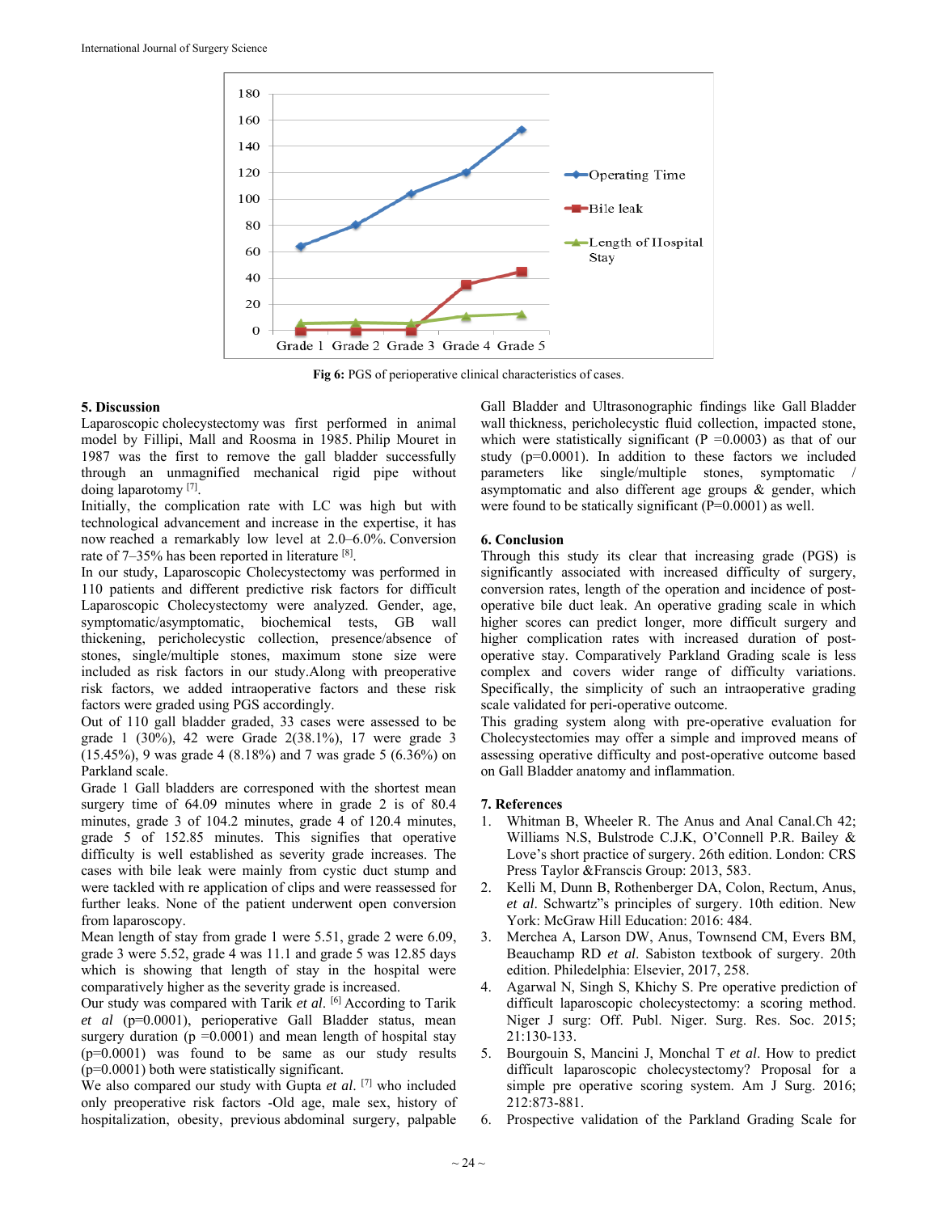Fig 6: PGS of perioperative clinical characteristics of cases.

## 5. Discussion

Laparoscopic cholecystectomy was first performed in animal model by Fillipi, Mall and Roosma in 1985. Philip Mouret in 1987 was the first to remove the gall bladder successfully through an unmagnified mechanical rigid pipe without doing laparotomy [7].

Initially, the complication rate with LC was high but with technological advancement and increase in the expertise, it has now reached a remarkably low level at 2.0–6.0%. Conversion rate of 7–35% has been reported in literature [8].

In our study, Laparoscopic Cholecystectomy was performed in 110 patients and different predictive risk factors for difficult Laparoscopic Cholecystectomy were analyzed. Gender, age, symptomatic/asymptomatic, biochemical tests, GB wall thickening, pericholecystic collection, presence/absence of stones, single/multiple stones, maximum stone size were included as risk factors in our study.Along with preoperative risk factors, we added intraoperative factors and these risk factors were graded using PGS accordingly.

Out of 110 gall bladder graded, 33 cases were assessed to be grade 1 (30%), 42 were Grade 2(38.1%), 17 were grade 3 (15.45%), 9 was grade 4 (8.18%) and 7 was grade 5 (6.36%) on Parkland scale.

Grade 1 Gall bladders are corresponed with the shortest mean surgery time of 64.09 minutes where in grade 2 is of 80.4 minutes, grade 3 of 104.2 minutes, grade 4 of 120.4 minutes, grade 5 of 152.85 minutes. This signifies that operative difficulty is well established as severity grade increases. The cases with bile leak were mainly from cystic duct stump and were tackled with re application of clips and were reassessed for further leaks. None of the patient underwent open conversion from laparoscopy.

Mean length of stay from grade 1 were 5.51, grade 2 were 6.09, grade 3 were 5.52, grade 4 was 11.1 and grade 5 was 12.85 days which is showing that length of stay in the hospital were comparatively higher as the severity grade is increased.

Our study was compared with Tarik *et al.* [6] According to Tarik *et al* (p=0.0001), perioperative Gall Bladder status, mean surgery duration (p =0.0001) and mean length of hospital stay (p=0.0001) was found to be same as our study results (p=0.0001) both were statistically significant.

We also compared our study with Gupta *et al.* [7] who included only preoperative risk factors -Old age, male sex, history of hospitalization, obesity, previous abdominal surgery, palpable Gall Bladder and Ultrasonographic findings like Gall Bladder wall thickness, pericholecystic fluid collection, impacted stone, which were statistically significant (P =0.0003) as that of our study (p=0.0001). In addition to these factors we included parameters like single/multiple stones, symptomatic / asymptomatic and also different age groups & gender, which were found to be statically significant (P=0.0001) as well.

## 6. Conclusion

Through this study its clear that increasing grade (PGS) is significantly associated with increased difficulty of surgery, conversion rates, length of the operation and incidence of post-operative bile duct leak. An operative grading scale in which higher scores can predict longer, more difficult surgery and higher complication rates with increased duration of post-operative stay. Comparatively Parkland Grading scale is less complex and covers wider range of difficulty variations. Specifically, the simplicity of such an intraoperative grading scale validated for peri-operative outcome.

This grading system along with pre-operative evaluation for Cholecystectomies may offer a simple and improved means of assessing operative difficulty and post-operative outcome based on Gall Bladder anatomy and inflammation.

## 7. References

1. Whitman B, Wheeler R. The Anus and Anal Canal.Ch 42; Williams N.S, Bulstrode C.J.K, O'Connell P.R. Bailey & Love's short practice of surgery. 26th edition. London: CRS Press Taylor &Franscis Group: 2013, 583.
2. Kelli M, Dunn B, Rothenberger DA, Colon, Rectum, Anus, *et al.* Schwartz"s principles of surgery. 10th edition. New York: McGraw Hill Education: 2016: 484.
3. Merchea A, Larson DW, Anus, Townsend CM, Evers BM, Beauchamp RD *et al.* Sabiston textbook of surgery. 20th edition. Philedelphia: Elsevier, 2017, 258.
4. Agarwal N, Singh S, Khichy S. Pre operative prediction of difficult laparoscopic cholecystectomy: a scoring method. Niger J surg: Off. Publ. Niger. Surg. Res. Soc. 2015; 21:130-133.
5. Bourgouin S, Mancini J, Monchal T *et al.* How to predict difficult laparoscopic cholecystectomy? Proposal for a simple pre operative scoring system. Am J Surg. 2016; 212:873-881.
6. Prospective validation of the Parkland Grading Scale for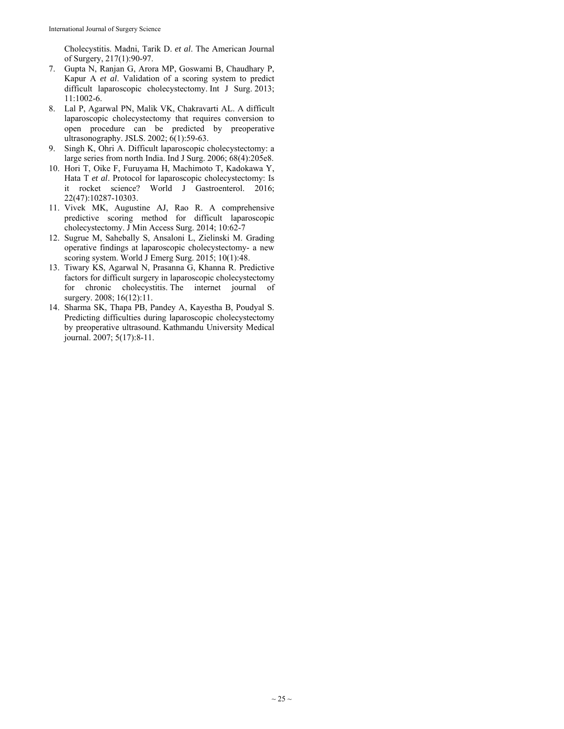Cholecystitis. Madni, Tarik D. *et al*. The American Journal of Surgery, 217(1):90-97.

7. Gupta N, Ranjan G, Arora MP, Goswami B, Chaudhary P, Kapur A *et al*. Validation of a scoring system to predict difficult laparoscopic cholecystectomy. Int J Surg. 2013; 11:1002-6.
8. Lal P, Agarwal PN, Malik VK, Chakravarti AL. A difficult laparoscopic cholecystectomy that requires conversion to open procedure can be predicted by preoperative ultrasonography. JSLS. 2002; 6(1):59-63.
9. Singh K, Ohri A. Difficult laparoscopic cholecystectomy: a large series from north India. Ind J Surg. 2006; 68(4):205e8.
10. Hori T, Oike F, Furuyama H, Machimoto T, Kadokawa Y, Hata T *et al*. Protocol for laparoscopic cholecystectomy: Is it rocket science? World J Gastroenterol. 2016; 22(47):10287-10303.
11. Vivek MK, Augustine AJ, Rao R. A comprehensive predictive scoring method for difficult laparoscopic cholecystectomy. J Min Access Surg. 2014; 10:62-7
12. Sugrue M, Sahebally S, Ansaloni L, Zielinski M. Grading operative findings at laparoscopic cholecystectomy- a new scoring system. World J Emerg Surg. 2015; 10(1):48.
13. Tiwary KS, Agarwal N, Prasanna G, Khanna R. Predictive factors for difficult surgery in laparoscopic cholecystectomy for chronic cholecystitis. The internet journal of surgery. 2008; 16(12):11.
14. Sharma SK, Thapa PB, Pandey A, Kayestha B, Poudyal S. Predicting difficulties during laparoscopic cholecystectomy by preoperative ultrasound. Kathmandu University Medical journal. 2007; 5(17):8-11.